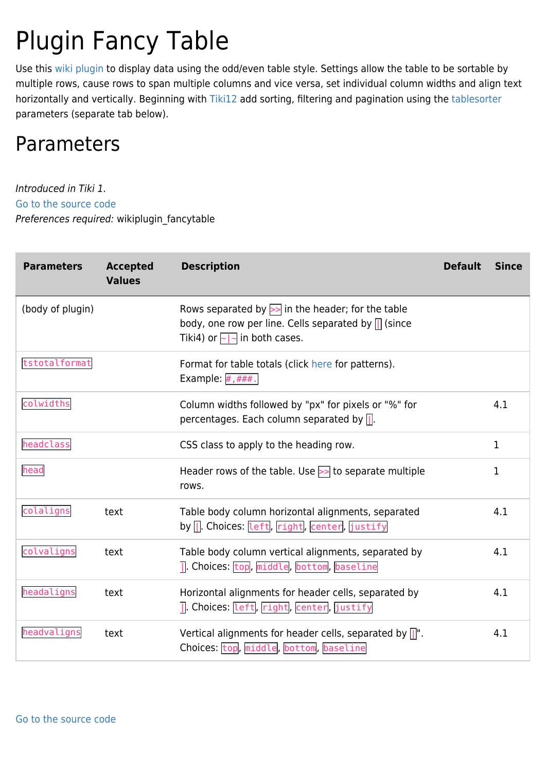# Plugin Fancy Table

Use this wiki plugin to display data using the odd/even table style. Settings allow the table to be sortable by multiple rows, cause rows to span multiple columns and vice versa, set individual column widths and align text horizontally and vertically. Beginning with Tiki12 add sorting, filtering and pagination using the tablesorter parameters (separate tab below).

## Parameters

*Introduced in Tiki 1.*
Go to the source code
*Preferences required:* wikiplugin_fancytable

| Parameters | Accepted Values | Description | Default | Since |
|---|---|---|---|---|
| (body of plugin) | | Rows separated by `>>` in the header; for the table body, one row per line. Cells separated by `|` (since Tiki4) or `~|~` in both cases. | | |
| `tstotalformat` | | Format for table totals (click here for patterns). Example: `#,###.` | | |
| `colwidths` | | Column widths followed by "px" for pixels or "%" for percentages. Each column separated by `|`. | | 4.1 |
| `headclass` | | CSS class to apply to the heading row. | | 1 |
| `head` | | Header rows of the table. Use `>>` to separate multiple rows. | | 1 |
| `colaligns` | text | Table body column horizontal alignments, separated by `|`. Choices: `left`, `right`, `center`, `justify` | | 4.1 |
| `colvaligns` | text | Table body column vertical alignments, separated by `|`. Choices: `top`, `middle`, `bottom`, `baseline` | | 4.1 |
| `headaligns` | text | Horizontal alignments for header cells, separated by `|`. Choices: `left`, `right`, `center`, `justify` | | 4.1 |
| `headvaligns` | text | Vertical alignments for header cells, separated by `|`". Choices: `top`, `middle`, `bottom`, `baseline` | | 4.1 |

Go to the source code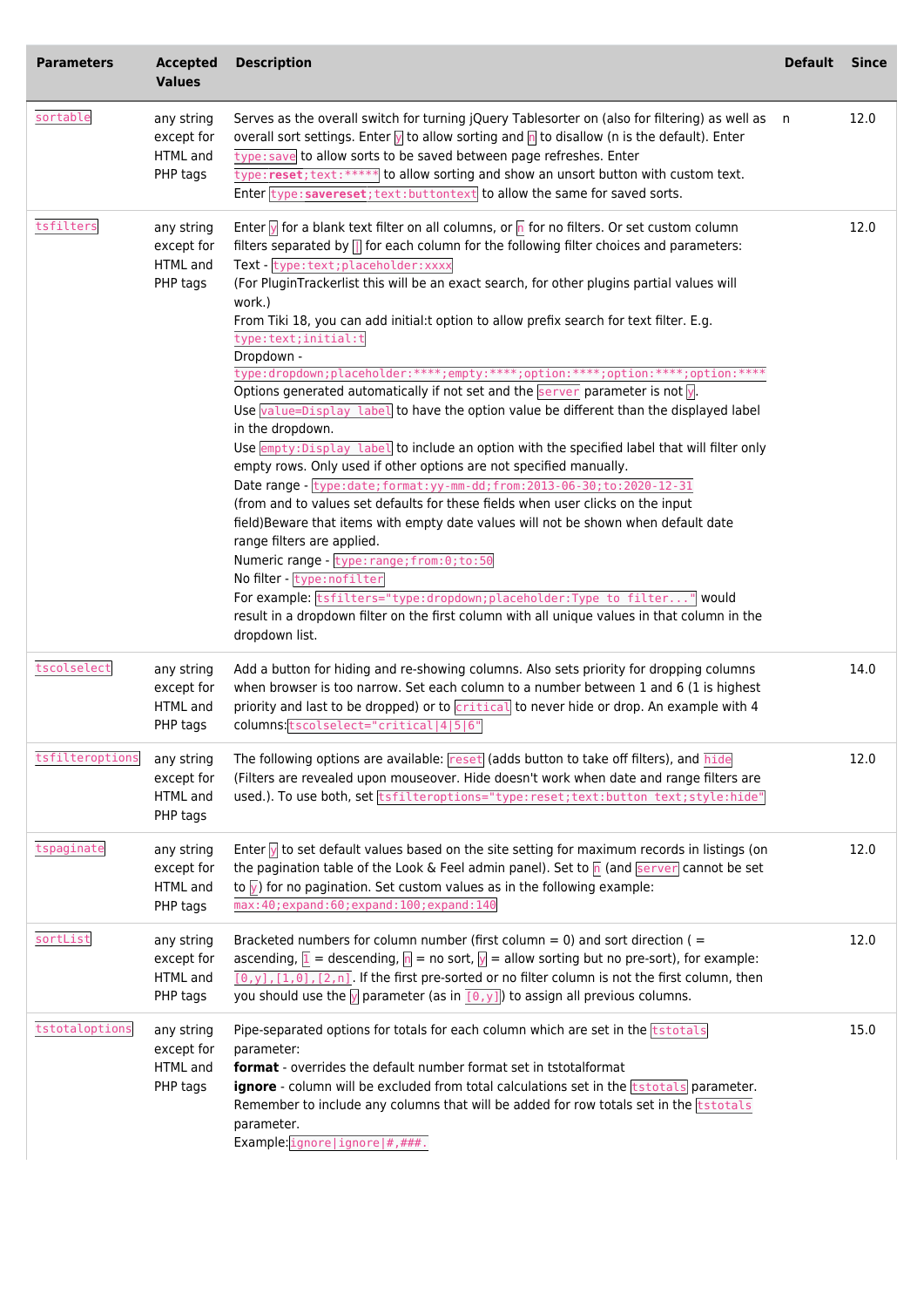| Parameters | Accepted Values | Description | Default | Since |
| --- | --- | --- | --- | --- |
| `sortable` | any string except for HTML and PHP tags | Serves as the overall switch for turning jQuery Tablesorter on (also for filtering) as well as overall sort settings. Enter `y` to allow sorting and `n` to disallow (n is the default). Enter `type:save` to allow sorts to be saved between page refreshes. Enter `type:**reset**;text:*****` to allow sorting and show an unsort button with custom text. Enter `type:**savereset**;text:buttontext` to allow the same for saved sorts. | n | 12.0 |
| `tsfilters` | any string except for HTML and PHP tags | Enter `y` for a blank text filter on all columns, or `n` for no filters. Or set custom column filters separated by `\|` for each column for the following filter choices and parameters:<br>Text - `type:text;placeholder:xxxx`<br>(For PluginTrackerlist this will be an exact search, for other plugins partial values will work.)<br>From Tiki 18, you can add initial:t option to allow prefix search for text filter. E.g. `type:text;initial:t`<br>Dropdown - `type:dropdown;placeholder:****;empty:****;option:****;option:****;option:****`<br>Options generated automatically if not set and the `server` parameter is not `y`.<br>Use `value=Display label` to have the option value be different than the displayed label in the dropdown.<br>Use `empty:Display label` to include an option with the specified label that will filter only empty rows. Only used if other options are not specified manually.<br>Date range - `type:date;format:yy-mm-dd;from:2013-06-30;to:2020-12-31`<br>(from and to values set defaults for these fields when user clicks on the input field)Beware that items with empty date values will not be shown when default date range filters are applied.<br>Numeric range - `type:range;from:0;to:50`<br>No filter - `type:nofilter`<br>For example: `tsfilters="type:dropdown;placeholder:Type to filter..."` would result in a dropdown filter on the first column with all unique values in that column in the dropdown list. | | 12.0 |
| `tscolselect` | any string except for HTML and PHP tags | Add a button for hiding and re-showing columns. Also sets priority for dropping columns when browser is too narrow. Set each column to a number between 1 and 6 (1 is highest priority and last to be dropped) or to `critical` to never hide or drop. An example with 4 columns:`tscolselect="critical\|4\|5\|6"` | | 14.0 |
| `tsfilteroptions` | any string except for HTML and PHP tags | The following options are available: `reset` (adds button to take off filters), and `hide` (Filters are revealed upon mouseover. Hide doesn't work when date and range filters are used.). To use both, set `tsfilteroptions="type:reset;text:button text;style:hide"` | | 12.0 |
| `tspaginate` | any string except for HTML and PHP tags | Enter `y` to set default values based on the site setting for maximum records in listings (on the pagination table of the Look & Feel admin panel). Set to `n` (and `server` cannot be set to `y`) for no pagination. Set custom values as in the following example: `max:40;expand:60;expand:100;expand:140` | | 12.0 |
| `sortList` | any string except for HTML and PHP tags | Bracketed numbers for column number (first column = 0) and sort direction ( = ascending, `1` = descending, `n` = no sort, `y` = allow sorting but no pre-sort), for example: `[0,y],[1,0],[2,n]`. If the first pre-sorted or no filter column is not the first column, then you should use the `y` parameter (as in `[0,y]`) to assign all previous columns. | | 12.0 |
| `tstotaloptions` | any string except for HTML and PHP tags | Pipe-separated options for totals for each column which are set in the `tstotals` parameter:<br>**format** - overrides the default number format set in tstotalformat<br>**ignore** - column will be excluded from total calculations set in the `tstotals` parameter. Remember to include any columns that will be added for row totals set in the `tstotals` parameter.<br>Example:`ignore\|ignore\|#,###.` | | 15.0 |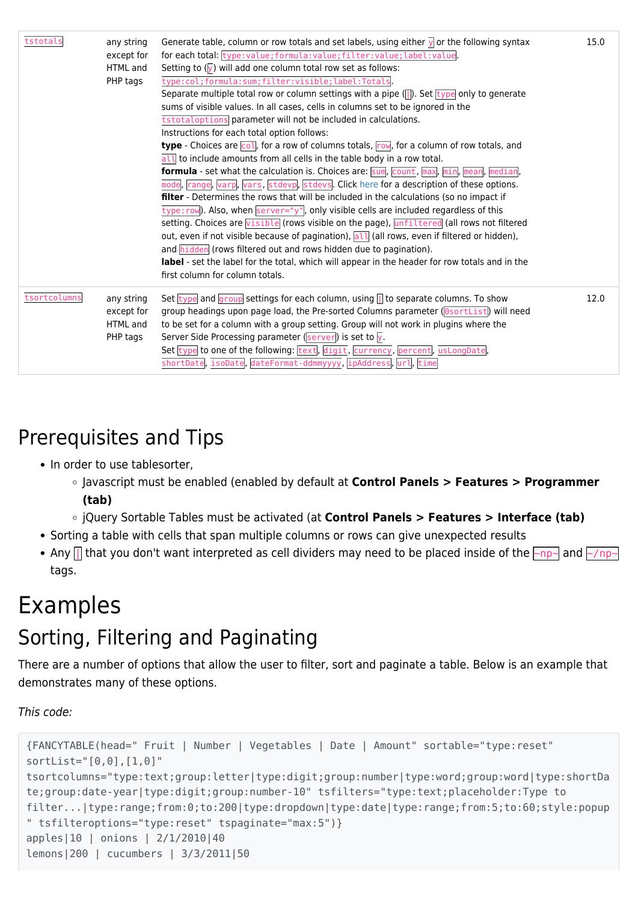| | | | |
|---|---|---|---|
| `tstotals` | any string except for HTML and PHP tags | Generate table, column or row totals and set labels, using either `y` or the following syntax for each total: `type:value;formula:value;filter:value;label:value`. Setting to (`y`) will add one column total row set as follows: `type:col;formula:sum;filter:visible;label:Totals`. Separate multiple total row or column settings with a pipe (`|`). Set `type` only to generate sums of visible values. In all cases, cells in columns set to be ignored in the `tstotaloptions` parameter will not be included in calculations. Instructions for each total option follows: **type** - Choices are `col`, for a row of columns totals, `row`, for a column of row totals, and `all` to include amounts from all cells in the table body in a row total. **formula** - set what the calculation is. Choices are: `sum`, `count`, `max`, `min`, `mean`, `median`, `mode`, `range`, `varp`, `vars`, `stdevp`, `stdevs`. Click here for a description of these options. **filter** - Determines the rows that will be included in the calculations (so no impact if `type:row`). Also, when `server="y"`, only visible cells are included regardless of this setting. Choices are `visible` (rows visible on the page), `unfiltered` (all rows not filtered out, even if not visible because of pagination), `all` (all rows, even if filtered or hidden), and `hidden` (rows filtered out and rows hidden due to pagination). **label** - set the label for the total, which will appear in the header for row totals and in the first column for column totals. | 15.0 |
| `tsortcolumns` | any string except for HTML and PHP tags | Set `type` and `group` settings for each column, using `|` to separate columns. To show group headings upon page load, the Pre-sorted Columns parameter (`0sortList`) will need to be set for a column with a group setting. Group will not work in plugins where the Server Side Processing parameter (`server`) is set to `y`. Set `type` to one of the following: `text`, `digit`, `currency`, `percent`, `usLongDate`, `shortDate`, `isoDate`, `dateFormat-ddmmyyyy`, `ipAddress`, `url`, `time` | 12.0 |

# Prerequisites and Tips

- In order to use tablesorter,
  - Javascript must be enabled (enabled by default at **Control Panels > Features > Programmer (tab)**
  - jQuery Sortable Tables must be activated (at **Control Panels > Features > Interface (tab)**
- Sorting a table with cells that span multiple columns or rows can give unexpected results
- Any `|` that you don't want interpreted as cell dividers may need to be placed inside of the `~np~` and `~/np~` tags.

# Examples

## Sorting, Filtering and Paginating

There are a number of options that allow the user to filter, sort and paginate a table. Below is an example that demonstrates many of these options.

*This code:*

```
{FANCYTABLE(head=" Fruit | Number | Vegetables | Date | Amount" sortable="type:reset"
sortList="[0,0],[1,0]"
tsortcolumns="type:text;group:letter|type:digit;group:number|type:word;group:word|type:shortDate;group:date-year|type:digit;group:number-10" tsfilters="type:text;placeholder:Type to filter...|type:range;from:0;to:200|type:dropdown|type:date|type:range;from:5;to:60;style:popup
" tsfilteroptions="type:reset" tspaginate="max:5")}
apples|10 | onions | 2/1/2010|40
lemons|200 | cucumbers | 3/3/2011|50
```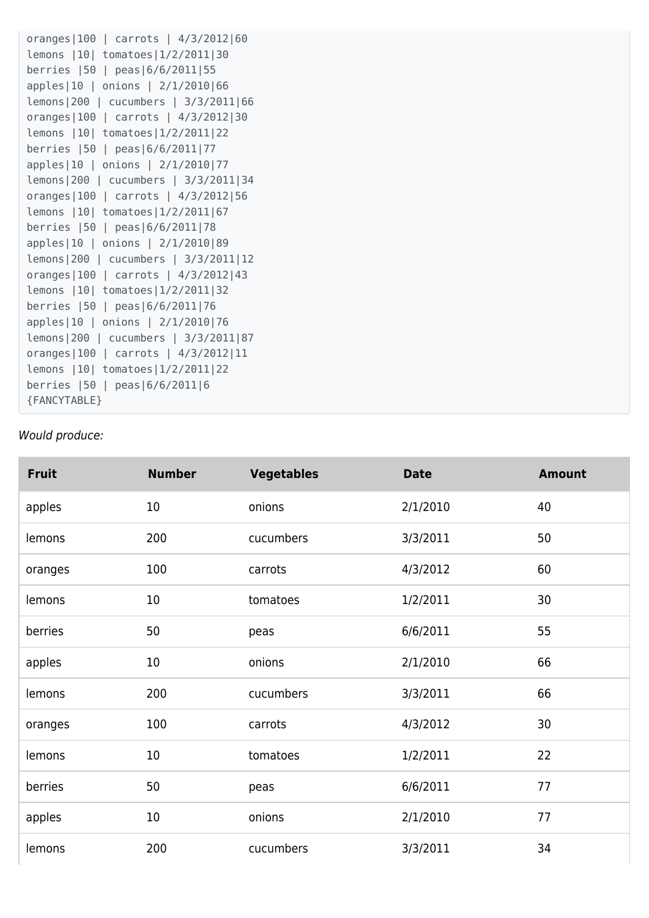```
oranges|100 | carrots | 4/3/2012|60
lemons |10| tomatoes|1/2/2011|30
berries |50 | peas|6/6/2011|55
apples|10 | onions | 2/1/2010|66
lemons|200 | cucumbers | 3/3/2011|66
oranges|100 | carrots | 4/3/2012|30
lemons |10| tomatoes|1/2/2011|22
berries |50 | peas|6/6/2011|77
apples|10 | onions | 2/1/2010|77
lemons|200 | cucumbers | 3/3/2011|34
oranges|100 | carrots | 4/3/2012|56
lemons |10| tomatoes|1/2/2011|67
berries |50 | peas|6/6/2011|78
apples|10 | onions | 2/1/2010|89
lemons|200 | cucumbers | 3/3/2011|12
oranges|100 | carrots | 4/3/2012|43
lemons |10| tomatoes|1/2/2011|32
berries |50 | peas|6/6/2011|76
apples|10 | onions | 2/1/2010|76
lemons|200 | cucumbers | 3/3/2011|87
oranges|100 | carrots | 4/3/2012|11
lemons |10| tomatoes|1/2/2011|22
berries |50 | peas|6/6/2011|6
{FANCYTABLE}
```

*Would produce:*

| Fruit | Number | Vegetables | Date | Amount |
|---|---|---|---|---|
| apples | 10 | onions | 2/1/2010 | 40 |
| lemons | 200 | cucumbers | 3/3/2011 | 50 |
| oranges | 100 | carrots | 4/3/2012 | 60 |
| lemons | 10 | tomatoes | 1/2/2011 | 30 |
| berries | 50 | peas | 6/6/2011 | 55 |
| apples | 10 | onions | 2/1/2010 | 66 |
| lemons | 200 | cucumbers | 3/3/2011 | 66 |
| oranges | 100 | carrots | 4/3/2012 | 30 |
| lemons | 10 | tomatoes | 1/2/2011 | 22 |
| berries | 50 | peas | 6/6/2011 | 77 |
| apples | 10 | onions | 2/1/2010 | 77 |
| lemons | 200 | cucumbers | 3/3/2011 | 34 |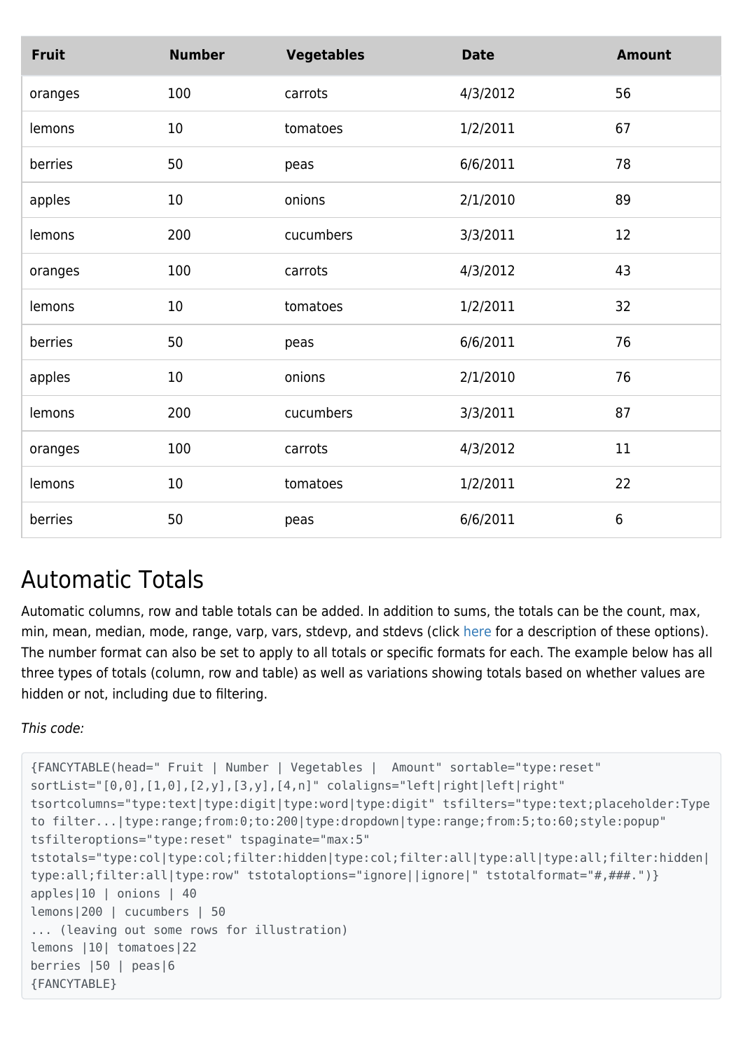| Fruit | Number | Vegetables | Date | Amount |
| --- | --- | --- | --- | --- |
| oranges | 100 | carrots | 4/3/2012 | 56 |
| lemons | 10 | tomatoes | 1/2/2011 | 67 |
| berries | 50 | peas | 6/6/2011 | 78 |
| apples | 10 | onions | 2/1/2010 | 89 |
| lemons | 200 | cucumbers | 3/3/2011 | 12 |
| oranges | 100 | carrots | 4/3/2012 | 43 |
| lemons | 10 | tomatoes | 1/2/2011 | 32 |
| berries | 50 | peas | 6/6/2011 | 76 |
| apples | 10 | onions | 2/1/2010 | 76 |
| lemons | 200 | cucumbers | 3/3/2011 | 87 |
| oranges | 100 | carrots | 4/3/2012 | 11 |
| lemons | 10 | tomatoes | 1/2/2011 | 22 |
| berries | 50 | peas | 6/6/2011 | 6 |

# Automatic Totals

Automatic columns, row and table totals can be added. In addition to sums, the totals can be the count, max, min, mean, median, mode, range, varp, vars, stdevp, and stdevs (click here for a description of these options). The number format can also be set to apply to all totals or specific formats for each. The example below has all three types of totals (column, row and table) as well as variations showing totals based on whether values are hidden or not, including due to filtering.

*This code:*

```
{FANCYTABLE(head=" Fruit | Number | Vegetables |  Amount" sortable="type:reset"
sortList="[0,0],[1,0],[2,y],[3,y],[4,n]" colaligns="left|right|left|right"
tsortcolumns="type:text|type:digit|type:word|type:digit" tsfilters="type:text;placeholder:Type
to filter...|type:range;from:0;to:200|type:dropdown|type:range;from:5;to:60;style:popup"
tsfilteroptions="type:reset" tspaginate="max:5"
tstotals="type:col|type:col;filter:hidden|type:col;filter:all|type:all|type:all;filter:hidden|
type:all;filter:all|type:row" tstotaloptions="ignore||ignore|" tstotalformat="#,###.")}
apples|10 | onions | 40
lemons|200 | cucumbers | 50
... (leaving out some rows for illustration)
lemons |10| tomatoes|22
berries |50 | peas|6
{FANCYTABLE}
```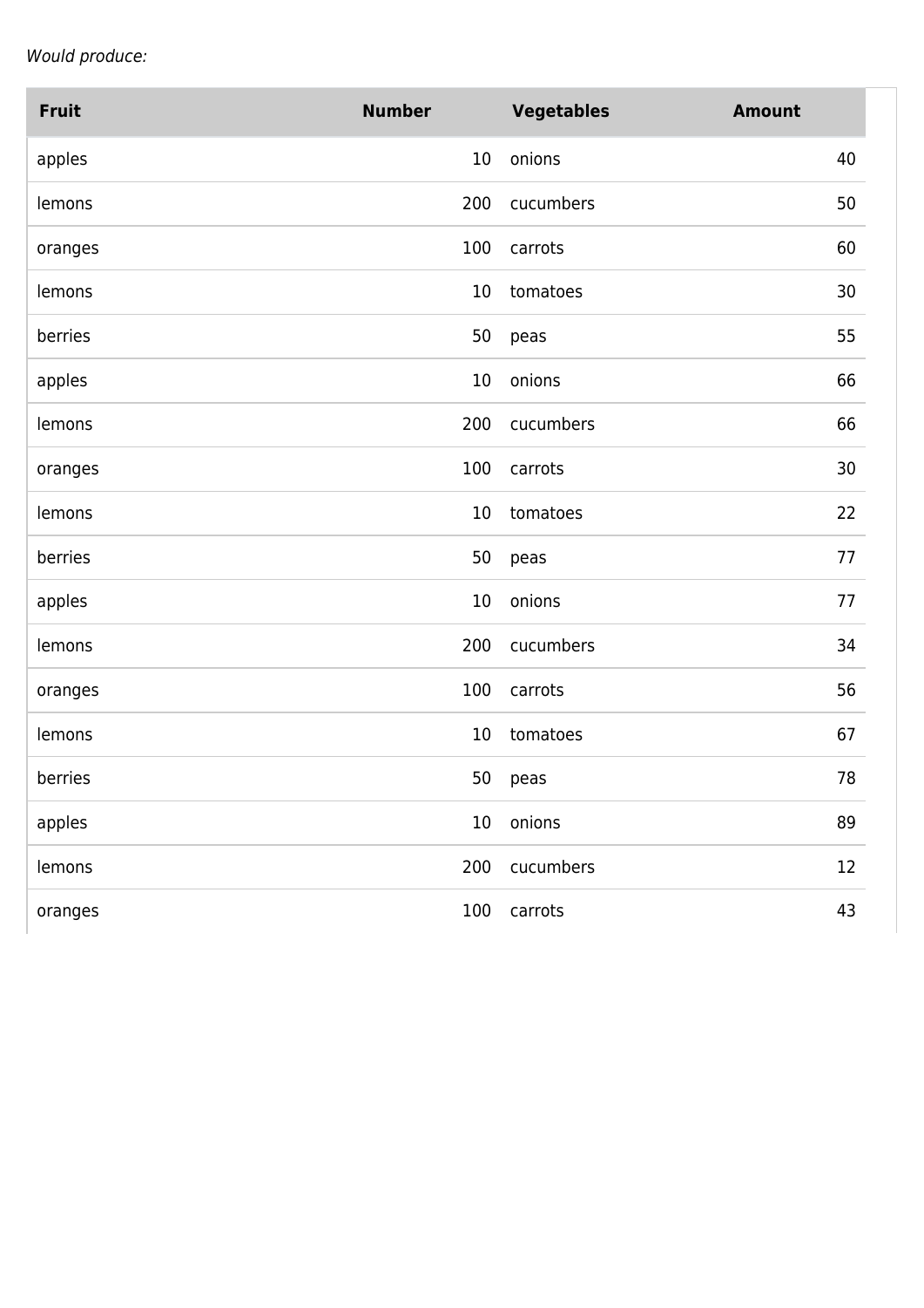*Would produce:*

| Fruit | Number | Vegetables | Amount |
|---|---:|---|---:|
| apples | 10 | onions | 40 |
| lemons | 200 | cucumbers | 50 |
| oranges | 100 | carrots | 60 |
| lemons | 10 | tomatoes | 30 |
| berries | 50 | peas | 55 |
| apples | 10 | onions | 66 |
| lemons | 200 | cucumbers | 66 |
| oranges | 100 | carrots | 30 |
| lemons | 10 | tomatoes | 22 |
| berries | 50 | peas | 77 |
| apples | 10 | onions | 77 |
| lemons | 200 | cucumbers | 34 |
| oranges | 100 | carrots | 56 |
| lemons | 10 | tomatoes | 67 |
| berries | 50 | peas | 78 |
| apples | 10 | onions | 89 |
| lemons | 200 | cucumbers | 12 |
| oranges | 100 | carrots | 43 |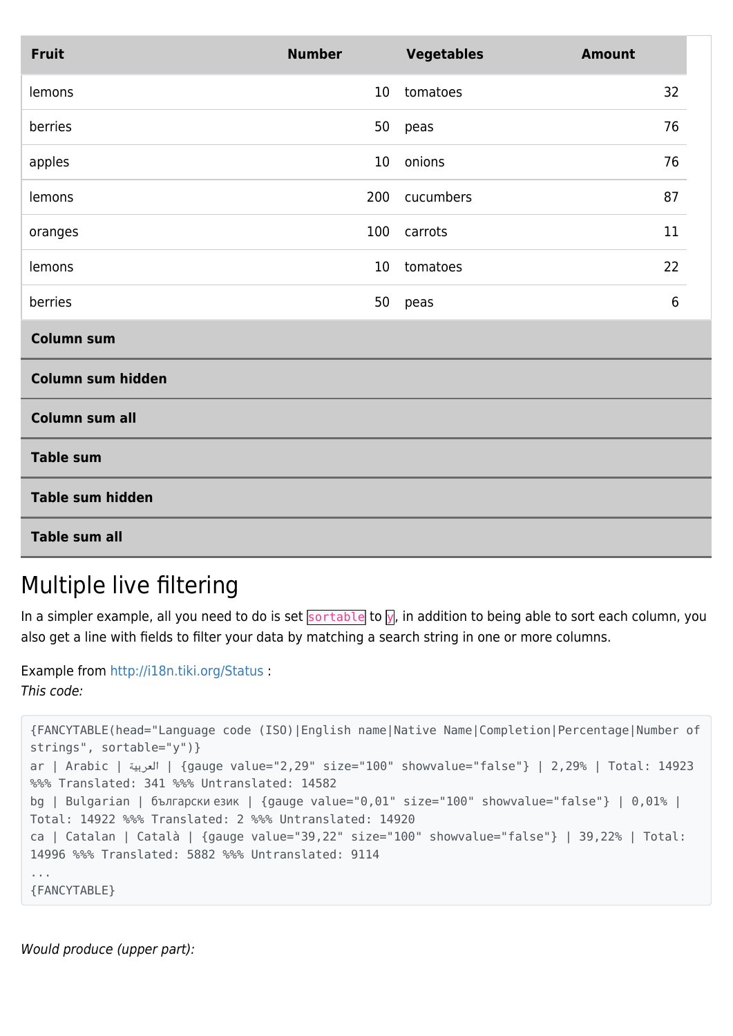| Fruit | Number | Vegetables | Amount |
|---|---|---|---|
| lemons | 10 | tomatoes | 32 |
| berries | 50 | peas | 76 |
| apples | 10 | onions | 76 |
| lemons | 200 | cucumbers | 87 |
| oranges | 100 | carrots | 11 |
| lemons | 10 | tomatoes | 22 |
| berries | 50 | peas | 6 |
| **Column sum** | | | |
| **Column sum hidden** | | | |
| **Column sum all** | | | |
| **Table sum** | | | |
| **Table sum hidden** | | | |
| **Table sum all** | | | |

## Multiple live filtering

In a simpler example, all you need to do is set `sortable` to `y`, in addition to being able to sort each column, you also get a line with fields to filter your data by matching a search string in one or more columns.

Example from http://i18n.tiki.org/Status :
*This code:*

```
{FANCYTABLE(head="Language code (ISO)|English name|Native Name|Completion|Percentage|Number of strings", sortable="y")}
ar | Arabic | العربية | {gauge value="2,29" size="100" showvalue="false"} | 2,29% | Total: 14923 %%% Translated: 341 %%% Untranslated: 14582
bg | Bulgarian | български език | {gauge value="0,01" size="100" showvalue="false"} | 0,01% | Total: 14922 %%% Translated: 2 %%% Untranslated: 14920
ca | Catalan | Català | {gauge value="39,22" size="100" showvalue="false"} | 39,22% | Total: 14996 %%% Translated: 5882 %%% Untranslated: 9114
...
{FANCYTABLE}
```

*Would produce (upper part):*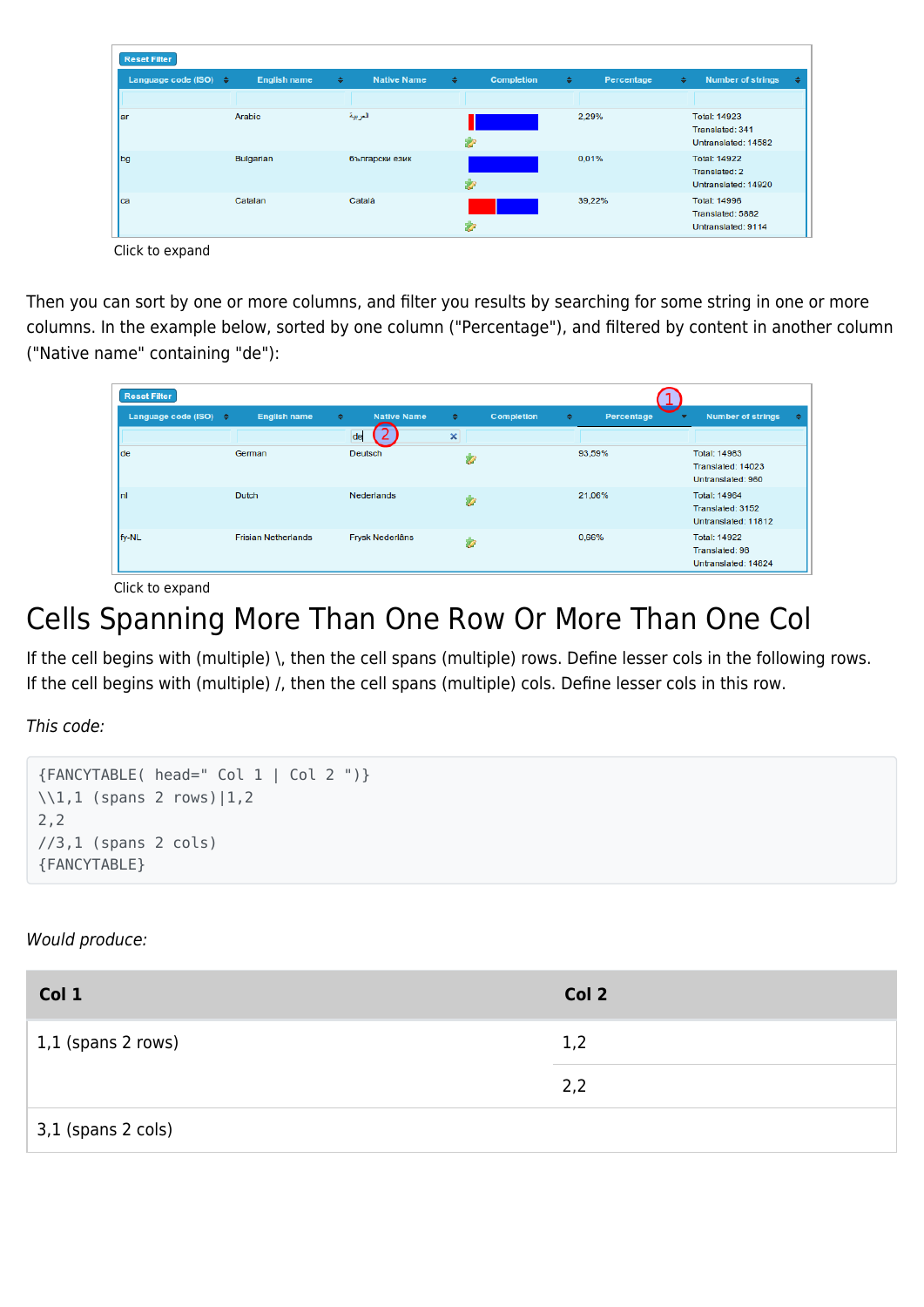Click to expand

Then you can sort by one or more columns, and filter you results by searching for some string in one or more columns. In the example below, sorted by one column ("Percentage"), and filtered by content in another column ("Native name" containing "de"):

Click to expand

# Cells Spanning More Than One Row Or More Than One Col

If the cell begins with (multiple) \, then the cell spans (multiple) rows. Define lesser cols in the following rows.
If the cell begins with (multiple) /, then the cell spans (multiple) cols. Define lesser cols in this row.

*This code:*

```
{FANCYTABLE( head=" Col 1 | Col 2 ")}
\\1,1 (spans 2 rows)|1,2
2,2
//3,1 (spans 2 cols)
{FANCYTABLE}
```

*Would produce:*

| Col 1 | Col 2 |
|---|---|
| 1,1 (spans 2 rows) | 1,2 |
| | 2,2 |
| 3,1 (spans 2 cols) | |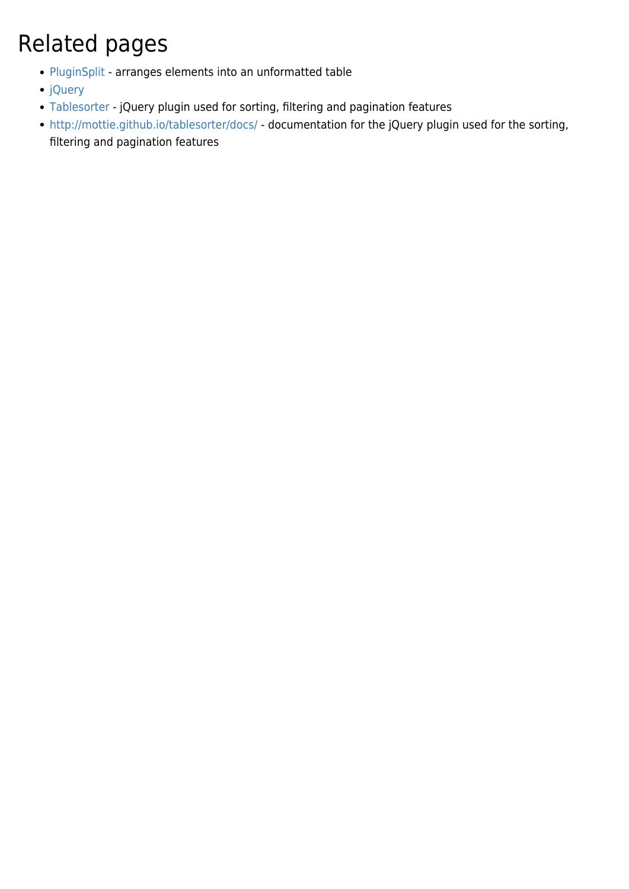# Related pages

- PluginSplit - arranges elements into an unformatted table
- jQuery
- Tablesorter - jQuery plugin used for sorting, filtering and pagination features
- http://mottie.github.io/tablesorter/docs/ - documentation for the jQuery plugin used for the sorting, filtering and pagination features